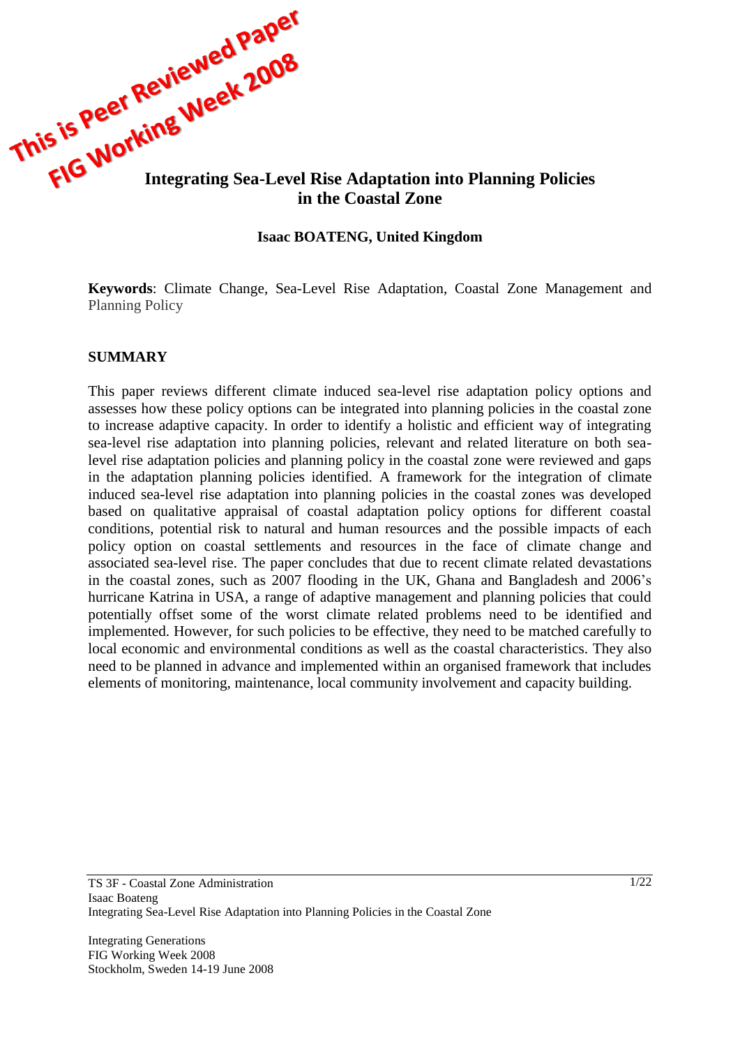This is Peer Reviewed Paper
FIG Working Week 2008

# Integrating Sea-Level Rise Adaptation into Planning Policies in the Coastal Zone

**Isaac BOATENG, United Kingdom**

**Keywords**: Climate Change, Sea-Level Rise Adaptation, Coastal Zone Management and Planning Policy

## SUMMARY

This paper reviews different climate induced sea-level rise adaptation policy options and assesses how these policy options can be integrated into planning policies in the coastal zone to increase adaptive capacity. In order to identify a holistic and efficient way of integrating sea-level rise adaptation into planning policies, relevant and related literature on both sea-level rise adaptation policies and planning policy in the coastal zone were reviewed and gaps in the adaptation planning policies identified. A framework for the integration of climate induced sea-level rise adaptation into planning policies in the coastal zones was developed based on qualitative appraisal of coastal adaptation policy options for different coastal conditions, potential risk to natural and human resources and the possible impacts of each policy option on coastal settlements and resources in the face of climate change and associated sea-level rise. The paper concludes that due to recent climate related devastations in the coastal zones, such as 2007 flooding in the UK, Ghana and Bangladesh and 2006's hurricane Katrina in USA, a range of adaptive management and planning policies that could potentially offset some of the worst climate related problems need to be identified and implemented. However, for such policies to be effective, they need to be matched carefully to local economic and environmental conditions as well as the coastal characteristics. They also need to be planned in advance and implemented within an organised framework that includes elements of monitoring, maintenance, local community involvement and capacity building.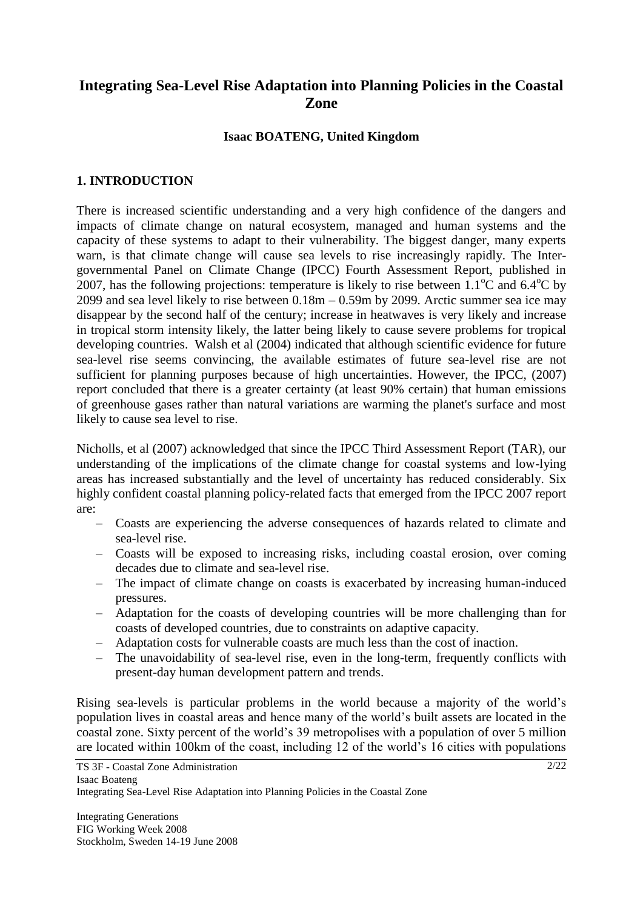# Integrating Sea-Level Rise Adaptation into Planning Policies in the Coastal Zone

**Isaac BOATENG, United Kingdom**

## 1. INTRODUCTION

There is increased scientific understanding and a very high confidence of the dangers and impacts of climate change on natural ecosystem, managed and human systems and the capacity of these systems to adapt to their vulnerability. The biggest danger, many experts warn, is that climate change will cause sea levels to rise increasingly rapidly. The Inter-governmental Panel on Climate Change (IPCC) Fourth Assessment Report, published in 2007, has the following projections: temperature is likely to rise between 1.1$^{o}$C and 6.4$^{o}$C by 2099 and sea level likely to rise between 0.18m – 0.59m by 2099. Arctic summer sea ice may disappear by the second half of the century; increase in heatwaves is very likely and increase in tropical storm intensity likely, the latter being likely to cause severe problems for tropical developing countries. Walsh et al (2004) indicated that although scientific evidence for future sea-level rise seems convincing, the available estimates of future sea-level rise are not sufficient for planning purposes because of high uncertainties. However, the IPCC, (2007) report concluded that there is a greater certainty (at least 90% certain) that human emissions of greenhouse gases rather than natural variations are warming the planet's surface and most likely to cause sea level to rise.

Nicholls, et al (2007) acknowledged that since the IPCC Third Assessment Report (TAR), our understanding of the implications of the climate change for coastal systems and low-lying areas has increased substantially and the level of uncertainty has reduced considerably. Six highly confident coastal planning policy-related facts that emerged from the IPCC 2007 report are:

- Coasts are experiencing the adverse consequences of hazards related to climate and sea-level rise.
- Coasts will be exposed to increasing risks, including coastal erosion, over coming decades due to climate and sea-level rise.
- The impact of climate change on coasts is exacerbated by increasing human-induced pressures.
- Adaptation for the coasts of developing countries will be more challenging than for coasts of developed countries, due to constraints on adaptive capacity.
- Adaptation costs for vulnerable coasts are much less than the cost of inaction.
- The unavoidability of sea-level rise, even in the long-term, frequently conflicts with present-day human development pattern and trends.

Rising sea-levels is particular problems in the world because a majority of the world's population lives in coastal areas and hence many of the world's built assets are located in the coastal zone. Sixty percent of the world's 39 metropolises with a population of over 5 million are located within 100km of the coast, including 12 of the world's 16 cities with populations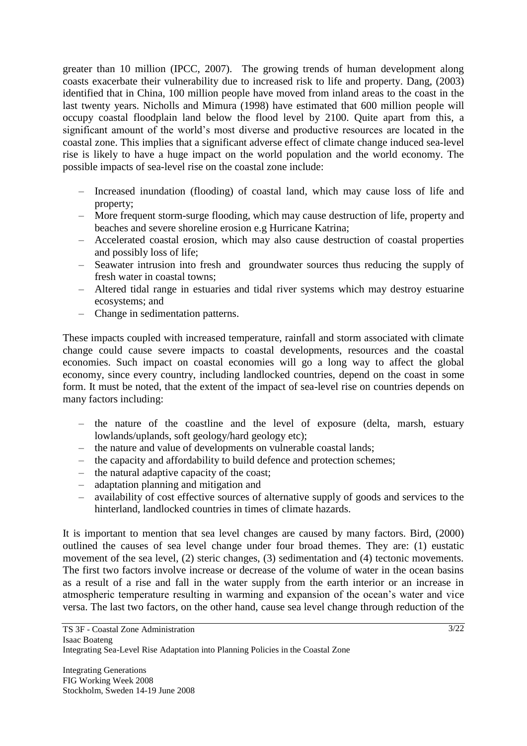greater than 10 million (IPCC, 2007). The growing trends of human development along coasts exacerbate their vulnerability due to increased risk to life and property. Dang, (2003) identified that in China, 100 million people have moved from inland areas to the coast in the last twenty years. Nicholls and Mimura (1998) have estimated that 600 million people will occupy coastal floodplain land below the flood level by 2100. Quite apart from this, a significant amount of the world's most diverse and productive resources are located in the coastal zone. This implies that a significant adverse effect of climate change induced sea-level rise is likely to have a huge impact on the world population and the world economy. The possible impacts of sea-level rise on the coastal zone include:

- Increased inundation (flooding) of coastal land, which may cause loss of life and property;
- More frequent storm-surge flooding, which may cause destruction of life, property and beaches and severe shoreline erosion e.g Hurricane Katrina;
- Accelerated coastal erosion, which may also cause destruction of coastal properties and possibly loss of life;
- Seawater intrusion into fresh and groundwater sources thus reducing the supply of fresh water in coastal towns;
- Altered tidal range in estuaries and tidal river systems which may destroy estuarine ecosystems; and
- Change in sedimentation patterns.

These impacts coupled with increased temperature, rainfall and storm associated with climate change could cause severe impacts to coastal developments, resources and the coastal economies. Such impact on coastal economies will go a long way to affect the global economy, since every country, including landlocked countries, depend on the coast in some form. It must be noted, that the extent of the impact of sea-level rise on countries depends on many factors including:

- the nature of the coastline and the level of exposure (delta, marsh, estuary lowlands/uplands, soft geology/hard geology etc);
- the nature and value of developments on vulnerable coastal lands;
- the capacity and affordability to build defence and protection schemes;
- the natural adaptive capacity of the coast;
- adaptation planning and mitigation and
- availability of cost effective sources of alternative supply of goods and services to the hinterland, landlocked countries in times of climate hazards.

It is important to mention that sea level changes are caused by many factors. Bird, (2000) outlined the causes of sea level change under four broad themes. They are: (1) eustatic movement of the sea level, (2) steric changes, (3) sedimentation and (4) tectonic movements. The first two factors involve increase or decrease of the volume of water in the ocean basins as a result of a rise and fall in the water supply from the earth interior or an increase in atmospheric temperature resulting in warming and expansion of the ocean's water and vice versa. The last two factors, on the other hand, cause sea level change through reduction of the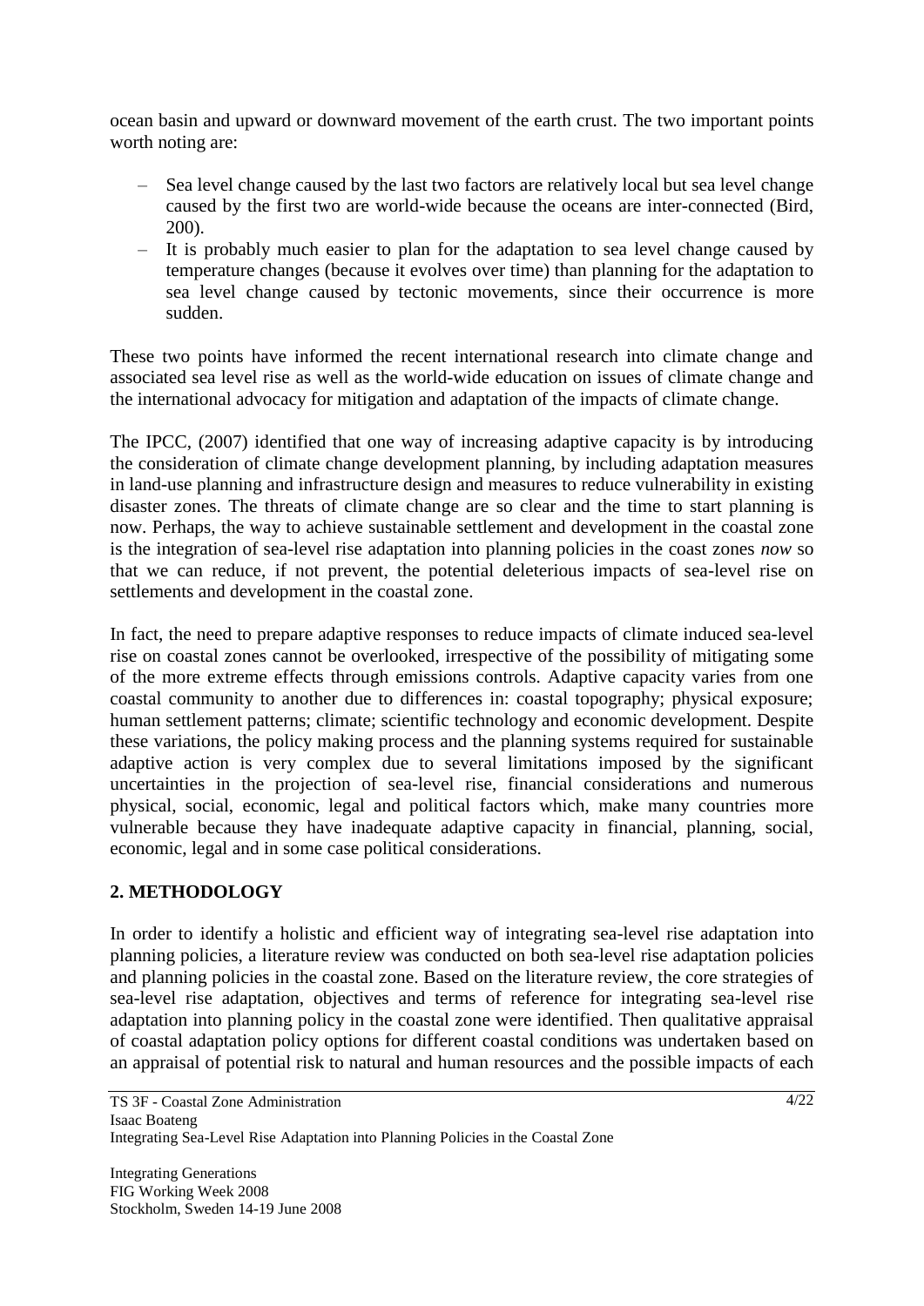ocean basin and upward or downward movement of the earth crust. The two important points worth noting are:

- Sea level change caused by the last two factors are relatively local but sea level change caused by the first two are world-wide because the oceans are inter-connected (Bird, 200).
- It is probably much easier to plan for the adaptation to sea level change caused by temperature changes (because it evolves over time) than planning for the adaptation to sea level change caused by tectonic movements, since their occurrence is more sudden.

These two points have informed the recent international research into climate change and associated sea level rise as well as the world-wide education on issues of climate change and the international advocacy for mitigation and adaptation of the impacts of climate change.

The IPCC, (2007) identified that one way of increasing adaptive capacity is by introducing the consideration of climate change development planning, by including adaptation measures in land-use planning and infrastructure design and measures to reduce vulnerability in existing disaster zones. The threats of climate change are so clear and the time to start planning is now. Perhaps, the way to achieve sustainable settlement and development in the coastal zone is the integration of sea-level rise adaptation into planning policies in the coast zones *now* so that we can reduce, if not prevent, the potential deleterious impacts of sea-level rise on settlements and development in the coastal zone.

In fact, the need to prepare adaptive responses to reduce impacts of climate induced sea-level rise on coastal zones cannot be overlooked, irrespective of the possibility of mitigating some of the more extreme effects through emissions controls. Adaptive capacity varies from one coastal community to another due to differences in: coastal topography; physical exposure; human settlement patterns; climate; scientific technology and economic development. Despite these variations, the policy making process and the planning systems required for sustainable adaptive action is very complex due to several limitations imposed by the significant uncertainties in the projection of sea-level rise, financial considerations and numerous physical, social, economic, legal and political factors which, make many countries more vulnerable because they have inadequate adaptive capacity in financial, planning, social, economic, legal and in some case political considerations.

## 2. METHODOLOGY

In order to identify a holistic and efficient way of integrating sea-level rise adaptation into planning policies, a literature review was conducted on both sea-level rise adaptation policies and planning policies in the coastal zone. Based on the literature review, the core strategies of sea-level rise adaptation, objectives and terms of reference for integrating sea-level rise adaptation into planning policy in the coastal zone were identified. Then qualitative appraisal of coastal adaptation policy options for different coastal conditions was undertaken based on an appraisal of potential risk to natural and human resources and the possible impacts of each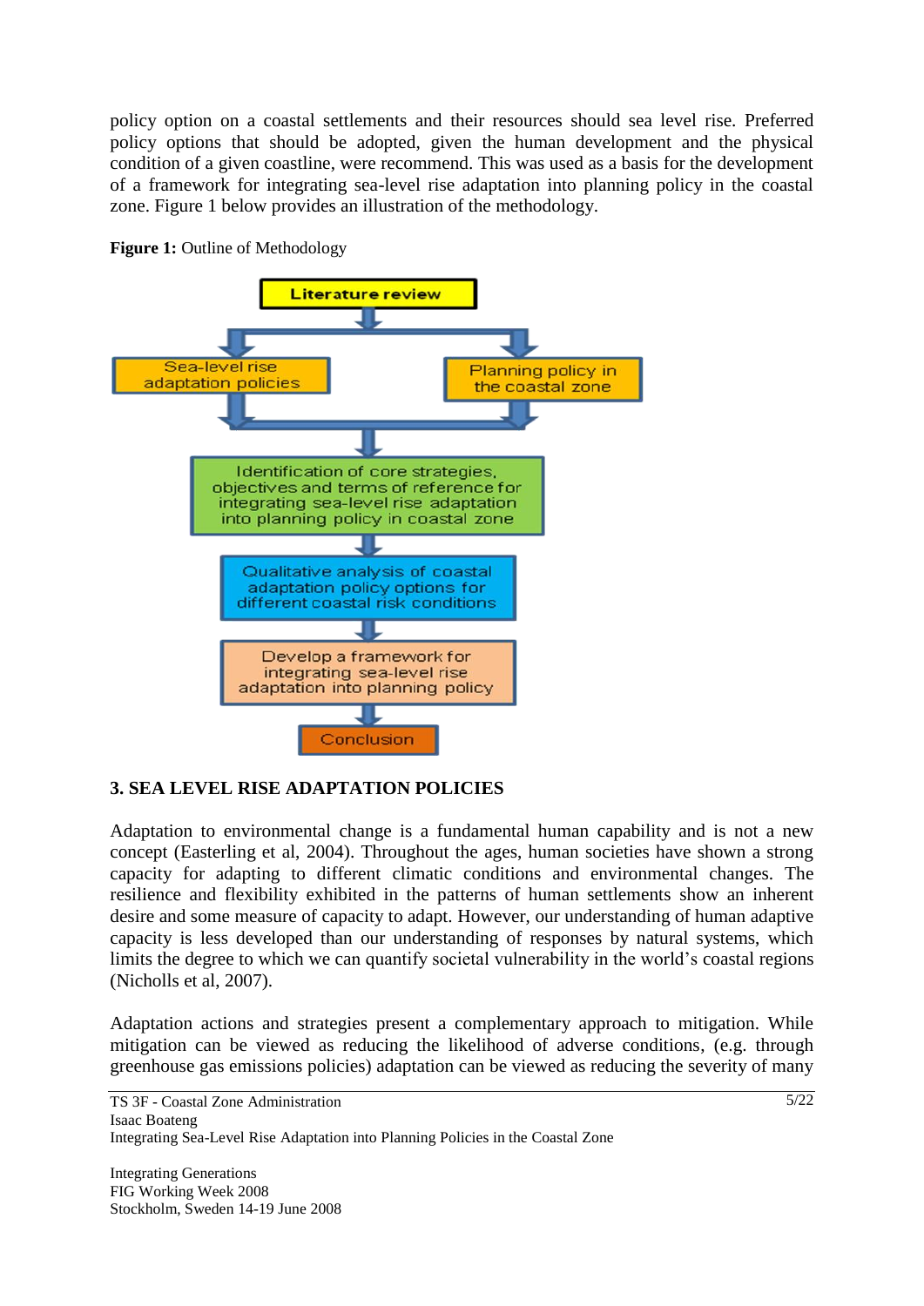policy option on a coastal settlements and their resources should sea level rise. Preferred policy options that should be adopted, given the human development and the physical condition of a given coastline, were recommend. This was used as a basis for the development of a framework for integrating sea-level rise adaptation into planning policy in the coastal zone. Figure 1 below provides an illustration of the methodology.

**Figure 1:** Outline of Methodology

Literature review

Sea-level rise adaptation policies

Planning policy in the coastal zone

Identification of core strategies, objectives and terms of reference for integrating sea-level rise adaptation into planning policy in coastal zone

Qualitative analysis of coastal adaptation policy options for different coastal risk conditions

Develop a framework for integrating sea-level rise adaptation into planning policy

Conclusion

## 3. SEA LEVEL RISE ADAPTATION POLICIES

Adaptation to environmental change is a fundamental human capability and is not a new concept (Easterling et al, 2004). Throughout the ages, human societies have shown a strong capacity for adapting to different climatic conditions and environmental changes. The resilience and flexibility exhibited in the patterns of human settlements show an inherent desire and some measure of capacity to adapt. However, our understanding of human adaptive capacity is less developed than our understanding of responses by natural systems, which limits the degree to which we can quantify societal vulnerability in the world's coastal regions (Nicholls et al, 2007).

Adaptation actions and strategies present a complementary approach to mitigation. While mitigation can be viewed as reducing the likelihood of adverse conditions, (e.g. through greenhouse gas emissions policies) adaptation can be viewed as reducing the severity of many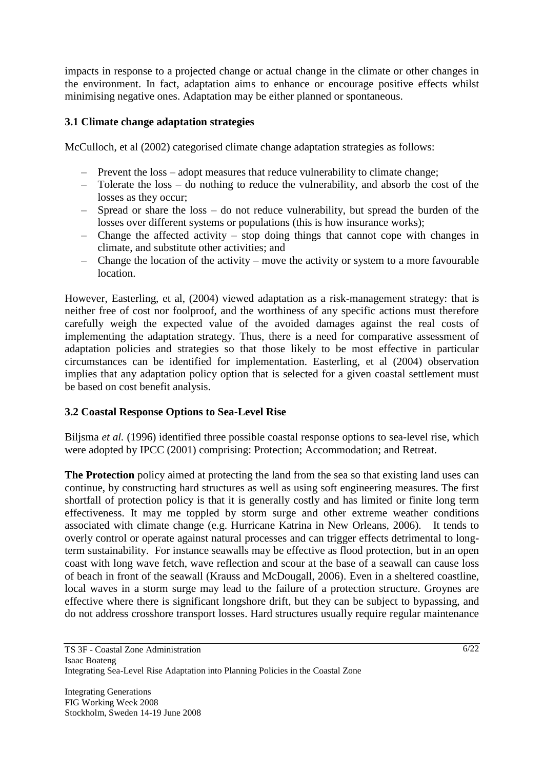impacts in response to a projected change or actual change in the climate or other changes in the environment. In fact, adaptation aims to enhance or encourage positive effects whilst minimising negative ones. Adaptation may be either planned or spontaneous.

### 3.1 Climate change adaptation strategies

McCulloch, et al (2002) categorised climate change adaptation strategies as follows:

- Prevent the loss – adopt measures that reduce vulnerability to climate change;
- Tolerate the loss – do nothing to reduce the vulnerability, and absorb the cost of the losses as they occur;
- Spread or share the loss – do not reduce vulnerability, but spread the burden of the losses over different systems or populations (this is how insurance works);
- Change the affected activity – stop doing things that cannot cope with changes in climate, and substitute other activities; and
- Change the location of the activity – move the activity or system to a more favourable location.

However, Easterling, et al, (2004) viewed adaptation as a risk-management strategy: that is neither free of cost nor foolproof, and the worthiness of any specific actions must therefore carefully weigh the expected value of the avoided damages against the real costs of implementing the adaptation strategy. Thus, there is a need for comparative assessment of adaptation policies and strategies so that those likely to be most effective in particular circumstances can be identified for implementation. Easterling, et al (2004) observation implies that any adaptation policy option that is selected for a given coastal settlement must be based on cost benefit analysis.

### 3.2 Coastal Response Options to Sea-Level Rise

Biljsma *et al.* (1996) identified three possible coastal response options to sea-level rise, which were adopted by IPCC (2001) comprising: Protection; Accommodation; and Retreat.

**The Protection** policy aimed at protecting the land from the sea so that existing land uses can continue, by constructing hard structures as well as using soft engineering measures. The first shortfall of protection policy is that it is generally costly and has limited or finite long term effectiveness. It may me toppled by storm surge and other extreme weather conditions associated with climate change (e.g. Hurricane Katrina in New Orleans, 2006). It tends to overly control or operate against natural processes and can trigger effects detrimental to long-term sustainability. For instance seawalls may be effective as flood protection, but in an open coast with long wave fetch, wave reflection and scour at the base of a seawall can cause loss of beach in front of the seawall (Krauss and McDougall, 2006). Even in a sheltered coastline, local waves in a storm surge may lead to the failure of a protection structure. Groynes are effective where there is significant longshore drift, but they can be subject to bypassing, and do not address crosshore transport losses. Hard structures usually require regular maintenance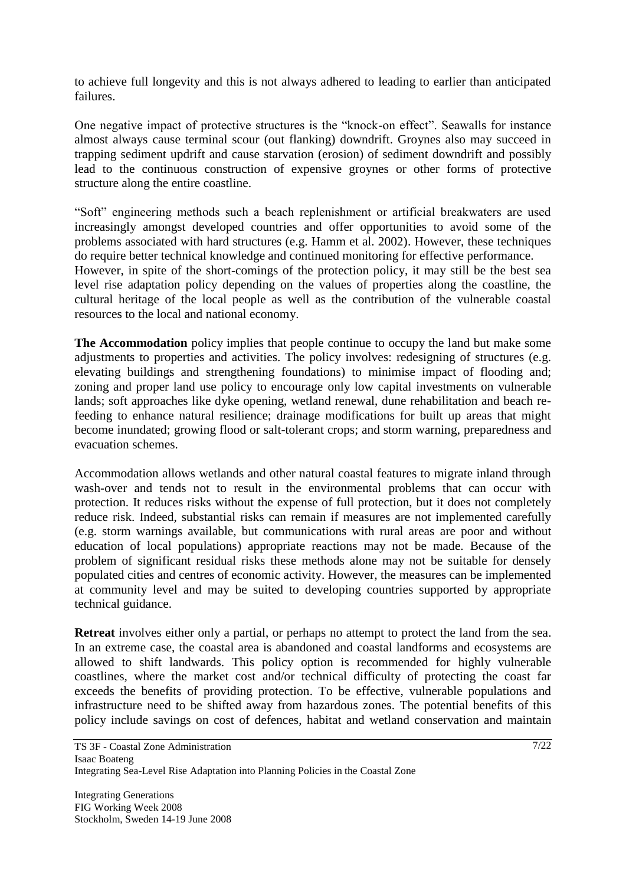to achieve full longevity and this is not always adhered to leading to earlier than anticipated failures.

One negative impact of protective structures is the "knock-on effect". Seawalls for instance almost always cause terminal scour (out flanking) downdrift. Groynes also may succeed in trapping sediment updrift and cause starvation (erosion) of sediment downdrift and possibly lead to the continuous construction of expensive groynes or other forms of protective structure along the entire coastline.

"Soft" engineering methods such a beach replenishment or artificial breakwaters are used increasingly amongst developed countries and offer opportunities to avoid some of the problems associated with hard structures (e.g. Hamm et al. 2002). However, these techniques do require better technical knowledge and continued monitoring for effective performance.
However, in spite of the short-comings of the protection policy, it may still be the best sea level rise adaptation policy depending on the values of properties along the coastline, the cultural heritage of the local people as well as the contribution of the vulnerable coastal resources to the local and national economy.

**The Accommodation** policy implies that people continue to occupy the land but make some adjustments to properties and activities. The policy involves: redesigning of structures (e.g. elevating buildings and strengthening foundations) to minimise impact of flooding and; zoning and proper land use policy to encourage only low capital investments on vulnerable lands; soft approaches like dyke opening, wetland renewal, dune rehabilitation and beach re-feeding to enhance natural resilience; drainage modifications for built up areas that might become inundated; growing flood or salt-tolerant crops; and storm warning, preparedness and evacuation schemes.

Accommodation allows wetlands and other natural coastal features to migrate inland through wash-over and tends not to result in the environmental problems that can occur with protection. It reduces risks without the expense of full protection, but it does not completely reduce risk. Indeed, substantial risks can remain if measures are not implemented carefully (e.g. storm warnings available, but communications with rural areas are poor and without education of local populations) appropriate reactions may not be made. Because of the problem of significant residual risks these methods alone may not be suitable for densely populated cities and centres of economic activity. However, the measures can be implemented at community level and may be suited to developing countries supported by appropriate technical guidance.

**Retreat** involves either only a partial, or perhaps no attempt to protect the land from the sea. In an extreme case, the coastal area is abandoned and coastal landforms and ecosystems are allowed to shift landwards. This policy option is recommended for highly vulnerable coastlines, where the market cost and/or technical difficulty of protecting the coast far exceeds the benefits of providing protection. To be effective, vulnerable populations and infrastructure need to be shifted away from hazardous zones. The potential benefits of this policy include savings on cost of defences, habitat and wetland conservation and maintain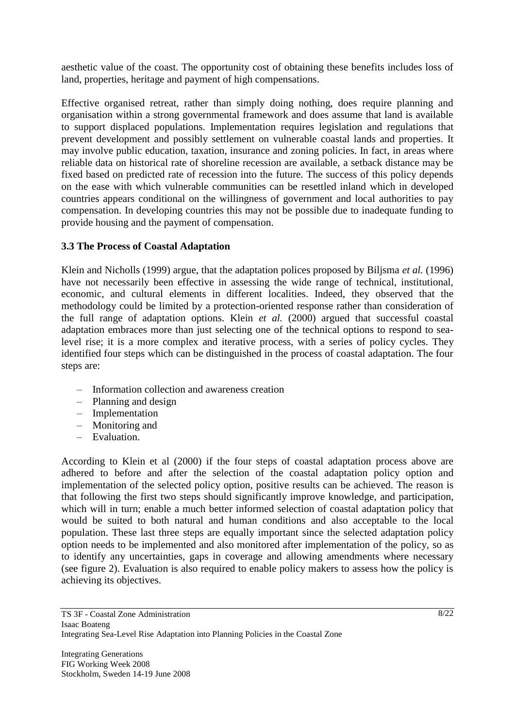aesthetic value of the coast. The opportunity cost of obtaining these benefits includes loss of land, properties, heritage and payment of high compensations.

Effective organised retreat, rather than simply doing nothing, does require planning and organisation within a strong governmental framework and does assume that land is available to support displaced populations. Implementation requires legislation and regulations that prevent development and possibly settlement on vulnerable coastal lands and properties. It may involve public education, taxation, insurance and zoning policies. In fact, in areas where reliable data on historical rate of shoreline recession are available, a setback distance may be fixed based on predicted rate of recession into the future. The success of this policy depends on the ease with which vulnerable communities can be resettled inland which in developed countries appears conditional on the willingness of government and local authorities to pay compensation. In developing countries this may not be possible due to inadequate funding to provide housing and the payment of compensation.

### 3.3 The Process of Coastal Adaptation

Klein and Nicholls (1999) argue, that the adaptation polices proposed by Biljsma *et al.* (1996) have not necessarily been effective in assessing the wide range of technical, institutional, economic, and cultural elements in different localities. Indeed, they observed that the methodology could be limited by a protection-orientated response rather than consideration of the full range of adaptation options. Klein *et al.* (2000) argued that successful coastal adaptation embraces more than just selecting one of the technical options to respond to sea-level rise; it is a more complex and iterative process, with a series of policy cycles. They identified four steps which can be distinguished in the process of coastal adaptation. The four steps are:

- Information collection and awareness creation
- Planning and design
- Implementation
- Monitoring and
- Evaluation.

According to Klein et al (2000) if the four steps of coastal adaptation process above are adhered to before and after the selection of the coastal adaptation policy option and implementation of the selected policy option, positive results can be achieved. The reason is that following the first two steps should significantly improve knowledge, and participation, which will in turn; enable a much better informed selection of coastal adaptation policy that would be suited to both natural and human conditions and also acceptable to the local population. These last three steps are equally important since the selected adaptation policy option needs to be implemented and also monitored after implementation of the policy, so as to identify any uncertainties, gaps in coverage and allowing amendments where necessary (see figure 2). Evaluation is also required to enable policy makers to assess how the policy is achieving its objectives.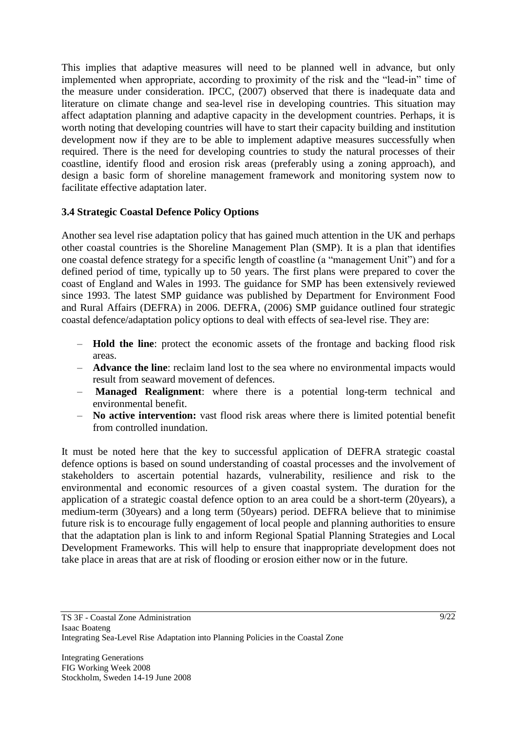This implies that adaptive measures will need to be planned well in advance, but only implemented when appropriate, according to proximity of the risk and the "lead-in" time of the measure under consideration. IPCC, (2007) observed that there is inadequate data and literature on climate change and sea-level rise in developing countries. This situation may affect adaptation planning and adaptive capacity in the development countries. Perhaps, it is worth noting that developing countries will have to start their capacity building and institution development now if they are to be able to implement adaptive measures successfully when required. There is the need for developing countries to study the natural processes of their coastline, identify flood and erosion risk areas (preferably using a zoning approach), and design a basic form of shoreline management framework and monitoring system now to facilitate effective adaptation later.

### 3.4 Strategic Coastal Defence Policy Options

Another sea level rise adaptation policy that has gained much attention in the UK and perhaps other coastal countries is the Shoreline Management Plan (SMP). It is a plan that identifies one coastal defence strategy for a specific length of coastline (a "management Unit") and for a defined period of time, typically up to 50 years. The first plans were prepared to cover the coast of England and Wales in 1993. The guidance for SMP has been extensively reviewed since 1993. The latest SMP guidance was published by Department for Environment Food and Rural Affairs (DEFRA) in 2006. DEFRA, (2006) SMP guidance outlined four strategic coastal defence/adaptation policy options to deal with effects of sea-level rise. They are:

- **Hold the line**: protect the economic assets of the frontage and backing flood risk areas.
- **Advance the line**: reclaim land lost to the sea where no environmental impacts would result from seaward movement of defences.
- **Managed Realignment**: where there is a potential long-term technical and environmental benefit.
- **No active intervention:** vast flood risk areas where there is limited potential benefit from controlled inundation.

It must be noted here that the key to successful application of DEFRA strategic coastal defence options is based on sound understanding of coastal processes and the involvement of stakeholders to ascertain potential hazards, vulnerability, resilience and risk to the environmental and economic resources of a given coastal system. The duration for the application of a strategic coastal defence option to an area could be a short-term (20years), a medium-term (30years) and a long term (50years) period. DEFRA believe that to minimise future risk is to encourage fully engagement of local people and planning authorities to ensure that the adaptation plan is link to and inform Regional Spatial Planning Strategies and Local Development Frameworks. This will help to ensure that inappropriate development does not take place in areas that are at risk of flooding or erosion either now or in the future.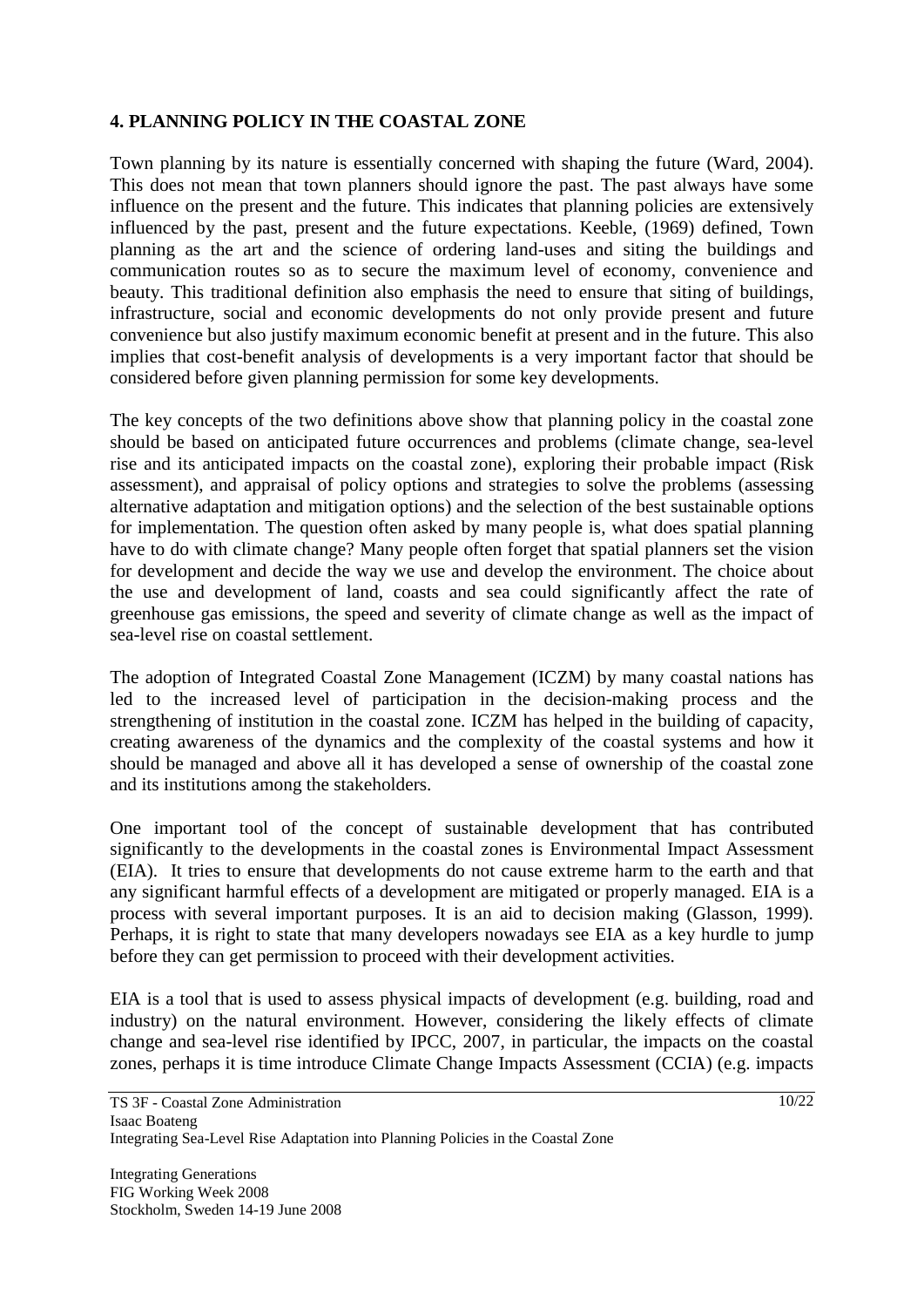## 4. PLANNING POLICY IN THE COASTAL ZONE

Town planning by its nature is essentially concerned with shaping the future (Ward, 2004). This does not mean that town planners should ignore the past. The past always have some influence on the present and the future. This indicates that planning policies are extensively influenced by the past, present and the future expectations. Keeble, (1969) defined, Town planning as the art and the science of ordering land-uses and siting the buildings and communication routes so as to secure the maximum level of economy, convenience and beauty. This traditional definition also emphasis the need to ensure that siting of buildings, infrastructure, social and economic developments do not only provide present and future convenience but also justify maximum economic benefit at present and in the future. This also implies that cost-benefit analysis of developments is a very important factor that should be considered before given planning permission for some key developments.

The key concepts of the two definitions above show that planning policy in the coastal zone should be based on anticipated future occurrences and problems (climate change, sea-level rise and its anticipated impacts on the coastal zone), exploring their probable impact (Risk assessment), and appraisal of policy options and strategies to solve the problems (assessing alternative adaptation and mitigation options) and the selection of the best sustainable options for implementation. The question often asked by many people is, what does spatial planning have to do with climate change? Many people often forget that spatial planners set the vision for development and decide the way we use and develop the environment. The choice about the use and development of land, coasts and sea could significantly affect the rate of greenhouse gas emissions, the speed and severity of climate change as well as the impact of sea-level rise on coastal settlement.

The adoption of Integrated Coastal Zone Management (ICZM) by many coastal nations has led to the increased level of participation in the decision-making process and the strengthening of institution in the coastal zone. ICZM has helped in the building of capacity, creating awareness of the dynamics and the complexity of the coastal systems and how it should be managed and above all it has developed a sense of ownership of the coastal zone and its institutions among the stakeholders.

One important tool of the concept of sustainable development that has contributed significantly to the developments in the coastal zones is Environmental Impact Assessment (EIA). It tries to ensure that developments do not cause extreme harm to the earth and that any significant harmful effects of a development are mitigated or properly managed. EIA is a process with several important purposes. It is an aid to decision making (Glasson, 1999). Perhaps, it is right to state that many developers nowadays see EIA as a key hurdle to jump before they can get permission to proceed with their development activities.

EIA is a tool that is used to assess physical impacts of development (e.g. building, road and industry) on the natural environment. However, considering the likely effects of climate change and sea-level rise identified by IPCC, 2007, in particular, the impacts on the coastal zones, perhaps it is time introduce Climate Change Impacts Assessment (CCIA) (e.g. impacts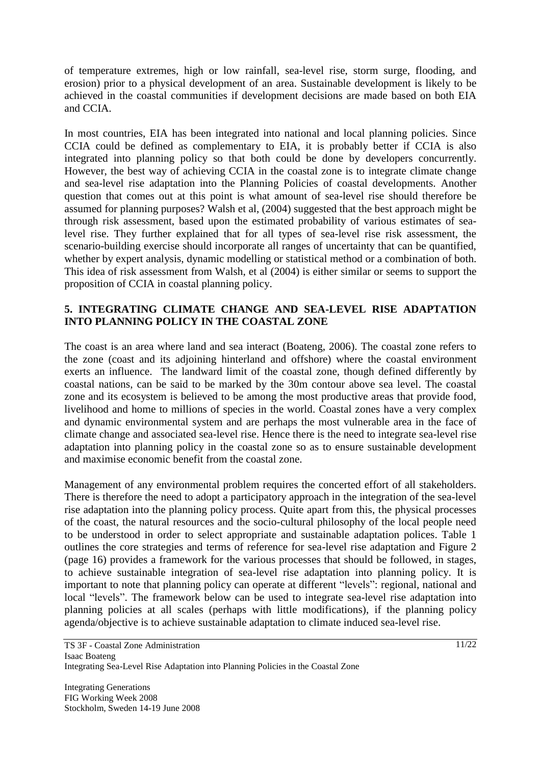of temperature extremes, high or low rainfall, sea-level rise, storm surge, flooding, and erosion) prior to a physical development of an area. Sustainable development is likely to be achieved in the coastal communities if development decisions are made based on both EIA and CCIA.

In most countries, EIA has been integrated into national and local planning policies. Since CCIA could be defined as complementary to EIA, it is probably better if CCIA is also integrated into planning policy so that both could be done by developers concurrently. However, the best way of achieving CCIA in the coastal zone is to integrate climate change and sea-level rise adaptation into the Planning Policies of coastal developments. Another question that comes out at this point is what amount of sea-level rise should therefore be assumed for planning purposes? Walsh et al, (2004) suggested that the best approach might be through risk assessment, based upon the estimated probability of various estimates of sea-level rise. They further explained that for all types of sea-level rise risk assessment, the scenario-building exercise should incorporate all ranges of uncertainty that can be quantified, whether by expert analysis, dynamic modelling or statistical method or a combination of both. This idea of risk assessment from Walsh, et al (2004) is either similar or seems to support the proposition of CCIA in coastal planning policy.

## 5. INTEGRATING CLIMATE CHANGE AND SEA-LEVEL RISE ADAPTATION INTO PLANNING POLICY IN THE COASTAL ZONE

The coast is an area where land and sea interact (Boateng, 2006). The coastal zone refers to the zone (coast and its adjoining hinterland and offshore) where the coastal environment exerts an influence. The landward limit of the coastal zone, though defined differently by coastal nations, can be said to be marked by the 30m contour above sea level. The coastal zone and its ecosystem is believed to be among the most productive areas that provide food, livelihood and home to millions of species in the world. Coastal zones have a very complex and dynamic environmental system and are perhaps the most vulnerable area in the face of climate change and associated sea-level rise. Hence there is the need to integrate sea-level rise adaptation into planning policy in the coastal zone so as to ensure sustainable development and maximise economic benefit from the coastal zone.

Management of any environmental problem requires the concerted effort of all stakeholders. There is therefore the need to adopt a participatory approach in the integration of the sea-level rise adaptation into the planning policy process. Quite apart from this, the physical processes of the coast, the natural resources and the socio-cultural philosophy of the local people need to be understood in order to select appropriate and sustainable adaptation polices. Table 1 outlines the core strategies and terms of reference for sea-level rise adaptation and Figure 2 (page 16) provides a framework for the various processes that should be followed, in stages, to achieve sustainable integration of sea-level rise adaptation into planning policy. It is important to note that planning policy can operate at different "levels": regional, national and local "levels". The framework below can be used to integrate sea-level rise adaptation into planning policies at all scales (perhaps with little modifications), if the planning policy agenda/objective is to achieve sustainable adaptation to climate induced sea-level rise.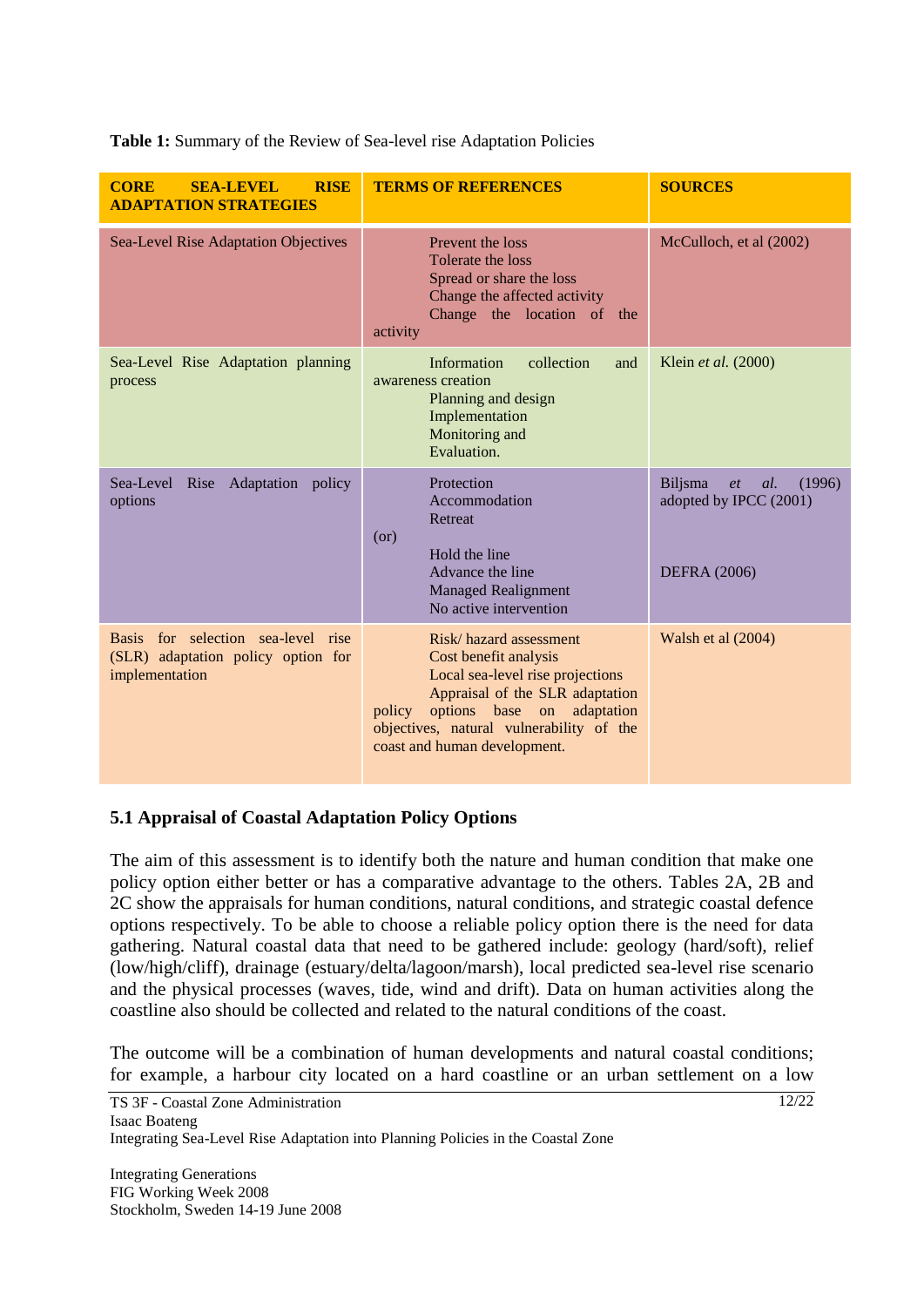**Table 1:** Summary of the Review of Sea-level rise Adaptation Policies

| **CORE SEA-LEVEL RISE ADAPTATION STRATEGIES** | **TERMS OF REFERENCES** | **SOURCES** |
|---|---|---|
| Sea-Level Rise Adaptation Objectives | Prevent the loss<br>Tolerate the loss<br>Spread or share the loss<br>Change the affected activity<br>Change the location of the activity | McCulloch, et al (2002) |
| Sea-Level Rise Adaptation planning process | Information collection and awareness creation<br>Planning and design<br>Implementation<br>Monitoring and<br>Evaluation. | Klein *et al.* (2000) |
| Sea-Level Rise Adaptation policy options | Protection<br>Accommodation<br>Retreat<br>(or)<br>Hold the line<br>Advance the line<br>Managed Realignment<br>No active intervention | Biljsma *et al.* (1996) adopted by IPCC (2001)<br><br>DEFRA (2006) |
| Basis for selection sea-level rise (SLR) adaptation policy option for implementation | Risk/ hazard assessment<br>Cost benefit analysis<br>Local sea-level rise projections<br>Appraisal of the SLR adaptation policy options base on adaptation objectives, natural vulnerability of the coast and human development. | Walsh et al (2004) |

### 5.1 Appraisal of Coastal Adaptation Policy Options

The aim of this assessment is to identify both the nature and human condition that make one policy option either better or has a comparative advantage to the others. Tables 2A, 2B and 2C show the appraisals for human conditions, natural conditions, and strategic coastal defence options respectively. To be able to choose a reliable policy option there is the need for data gathering. Natural coastal data that need to be gathered include: geology (hard/soft), relief (low/high/cliff), drainage (estuary/delta/lagoon/marsh), local predicted sea-level rise scenario and the physical processes (waves, tide, wind and drift). Data on human activities along the coastline also should be collected and related to the natural conditions of the coast.

The outcome will be a combination of human developments and natural coastal conditions; for example, a harbour city located on a hard coastline or an urban settlement on a low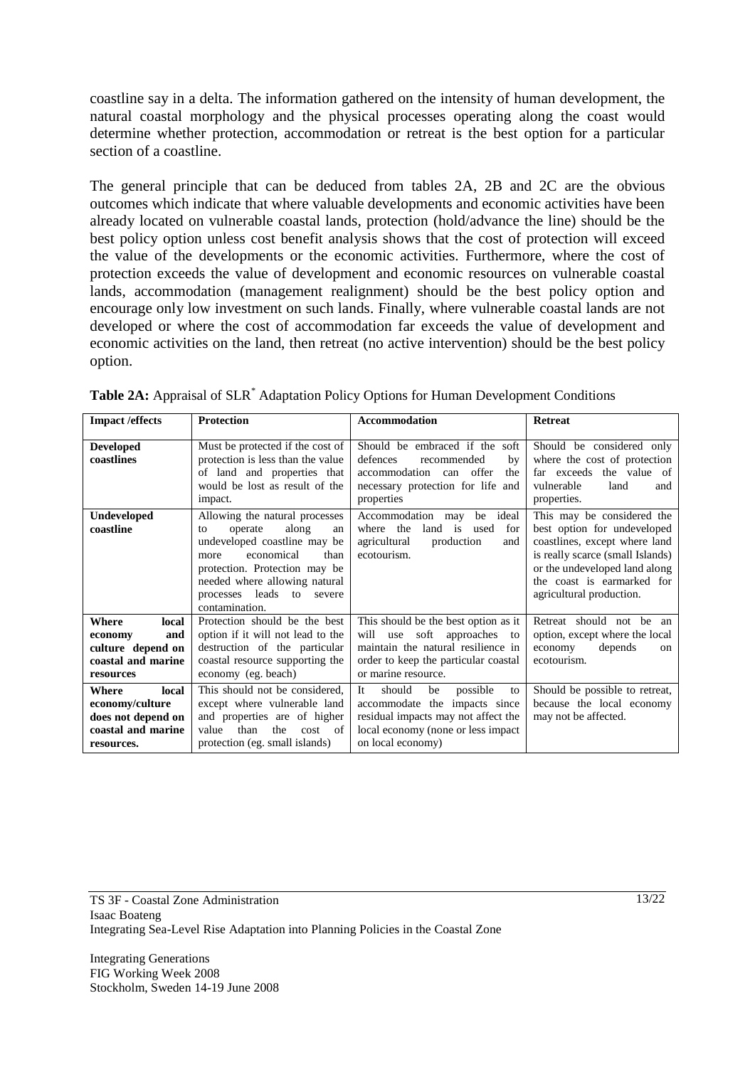coastline say in a delta. The information gathered on the intensity of human development, the natural coastal morphology and the physical processes operating along the coast would determine whether protection, accommodation or retreat is the best option for a particular section of a coastline.

The general principle that can be deduced from tables 2A, 2B and 2C are the obvious outcomes which indicate that where valuable developments and economic activities have been already located on vulnerable coastal lands, protection (hold/advance the line) should be the best policy option unless cost benefit analysis shows that the cost of protection will exceed the value of the developments or the economic activities. Furthermore, where the cost of protection exceeds the value of development and economic resources on vulnerable coastal lands, accommodation (management realignment) should be the best policy option and encourage only low investment on such lands. Finally, where vulnerable coastal lands are not developed or where the cost of accommodation far exceeds the value of development and economic activities on the land, then retreat (no active intervention) should be the best policy option.

**Table 2A:** Appraisal of SLR* Adaptation Policy Options for Human Development Conditions

| Impact /effects | Protection | Accommodation | Retreat |
|---|---|---|---|
| **Developed coastlines** | Must be protected if the cost of protection is less than the value of land and properties that would be lost as result of the impact. | Should be embraced if the soft defences recommended by accommodation can offer the necessary protection for life and properties | Should be considered only where the cost of protection far exceeds the value of vulnerable land and properties. |
| **Undeveloped coastline** | Allowing the natural processes to operate along an undeveloped coastline may be more economical than protection. Protection may be needed where allowing natural processes leads to severe contamination. | Accommodation may be ideal where the land is used for agricultural production and ecotourism. | This may be considered the best option for undeveloped coastlines, except where land is really scarce (small Islands) or the undeveloped land along the coast is earmarked for agricultural production. |
| **Where local economy and culture depend on coastal and marine resources** | Protection should be the best option if it will not lead to the destruction of the particular coastal resource supporting the economy (eg. beach) | This should be the best option as it will use soft approaches to maintain the natural resilience in order to keep the particular coastal or marine resource. | Retreat should not be an option, except where the local economy depends on ecotourism. |
| **Where local economy/culture does not depend on coastal and marine resources.** | This should not be considered, except where vulnerable land and properties are of higher value than the cost of protection (eg. small islands) | It should be possible to accommodate the impacts since residual impacts may not affect the local economy (none or less impact on local economy) | Should be possible to retreat, because the local economy may not be affected. |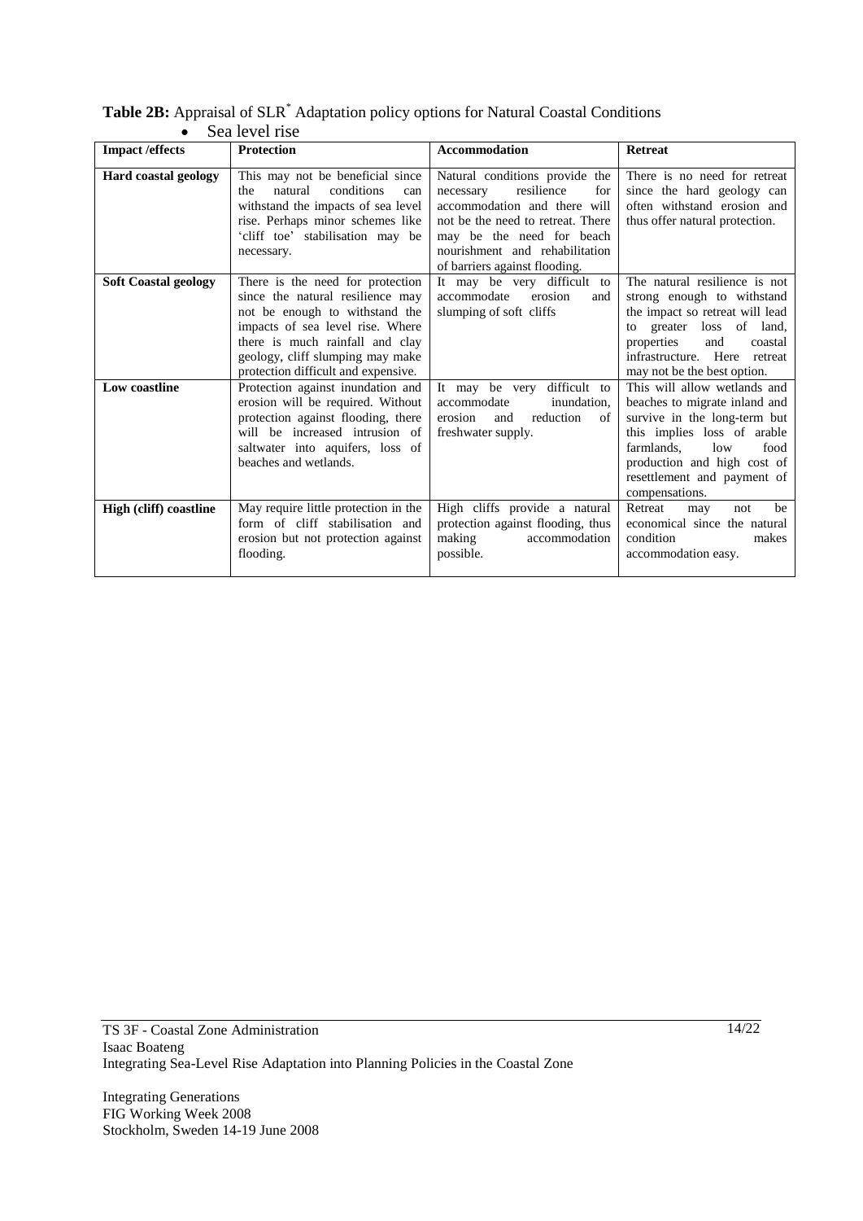**Table 2B:** Appraisal of SLR[*] Adaptation policy options for Natural Coastal Conditions

- Sea level rise

| Impact /effects | Protection | Accommodation | Retreat |
|---|---|---|---|
| **Hard coastal geology** | This may not be beneficial since the natural conditions can withstand the impacts of sea level rise. Perhaps minor schemes like 'cliff toe' stabilisation may be necessary. | Natural conditions provide the necessary resilience for accommodation and there will not be the need to retreat. There may be the need for beach nourishment and rehabilitation of barriers against flooding. | There is no need for retreat since the hard geology can often withstand erosion and thus offer natural protection. |
| **Soft Coastal geology** | There is the need for protection since the natural resilience may not be enough to withstand the impacts of sea level rise. Where there is much rainfall and clay geology, cliff slumping may make protection difficult and expensive. | It may be very difficult to accommodate erosion and slumping of soft cliffs | The natural resilience is not strong enough to withstand the impact so retreat will lead to greater loss of land, properties and coastal infrastructure. Here retreat may not be the best option. |
| **Low coastline** | Protection against inundation and erosion will be required. Without protection against flooding, there will be increased intrusion of saltwater into aquifers, loss of beaches and wetlands. | It may be very difficult to accommodate inundation, erosion and reduction of freshwater supply. | This will allow wetlands and beaches to migrate inland and survive in the long-term but this implies loss of arable farmlands, low food production and high cost of resettlement and payment of compensations. |
| **High (cliff) coastline** | May require little protection in the form of cliff stabilisation and erosion but not protection against flooding. | High cliffs provide a natural protection against flooding, thus making accommodation possible. | Retreat may not be economical since the natural condition makes accommodation easy. |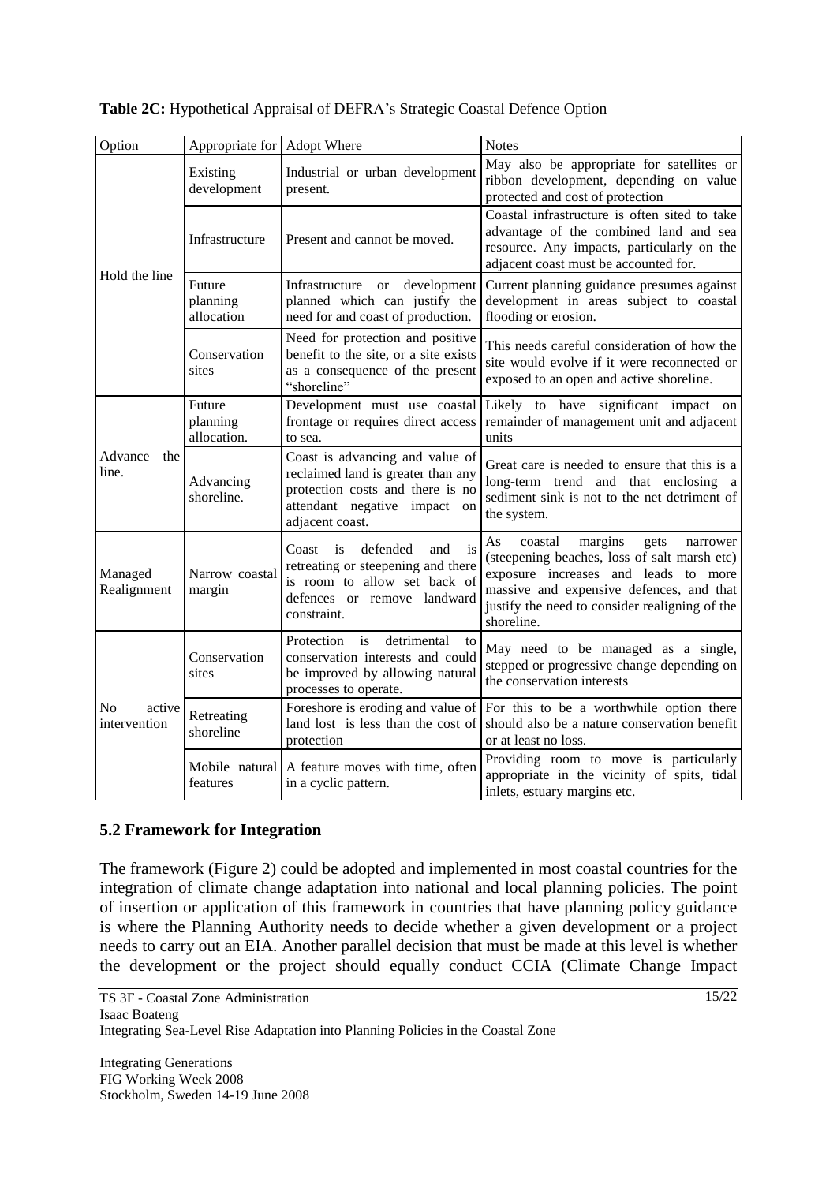**Table 2C:** Hypothetical Appraisal of DEFRA's Strategic Coastal Defence Option

| Option | Appropriate for | Adopt Where | Notes |
|---|---|---|---|
| Hold the line | Existing development | Industrial or urban development present. | May also be appropriate for satellites or ribbon development, depending on value protected and cost of protection |
| | Infrastructure | Present and cannot be moved. | Coastal infrastructure is often sited to take advantage of the combined land and sea resource. Any impacts, particularly on the adjacent coast must be accounted for. |
| | Future planning allocation | Infrastructure or development planned which can justify the need for and coast of production. | Current planning guidance presumes against development in areas subject to coastal flooding or erosion. |
| | Conservation sites | Need for protection and positive benefit to the site, or a site exists as a consequence of the present "shoreline" | This needs careful consideration of how the site would evolve if it were reconnected or exposed to an open and active shoreline. |
| Advance the line. | Future planning allocation. | Development must use coastal frontage or requires direct access to sea. | Likely to have significant impact on remainder of management unit and adjacent units |
| | Advancing shoreline. | Coast is advancing and value of reclaimed land is greater than any protection costs and there is no attendant negative impact on adjacent coast. | Great care is needed to ensure that this is a long-term trend and that enclosing a sediment sink is not to the net detriment of the system. |
| Managed Realignment | Narrow coastal margin | Coast is defended and is retreating or steepening and there is room to allow set back of defences or remove landward constraint. | As coastal margins gets narrower (steepening beaches, loss of salt marsh etc) exposure increases and leads to more massive and expensive defences, and that justify the need to consider realigning of the shoreline. |
| No active intervention | Conservation sites | Protection is detrimental to conservation interests and could be improved by allowing natural processes to operate. | May need to be managed as a single, stepped or progressive change depending on the conservation interests |
| | Retreating shoreline | Foreshore is eroding and value of land lost is less than the cost of protection | For this to be a worthwhile option there should also be a nature conservation benefit or at least no loss. |
| | Mobile natural features | A feature moves with time, often in a cyclic pattern. | Providing room to move is particularly appropriate in the vicinity of spits, tidal inlets, estuary margins etc. |

## 5.2 Framework for Integration

The framework (Figure 2) could be adopted and implemented in most coastal countries for the integration of climate change adaptation into national and local planning policies. The point of insertion or application of this framework in countries that have planning policy guidance is where the Planning Authority needs to decide whether a given development or a project needs to carry out an EIA. Another parallel decision that must be made at this level is whether the development or the project should equally conduct CCIA (Climate Change Impact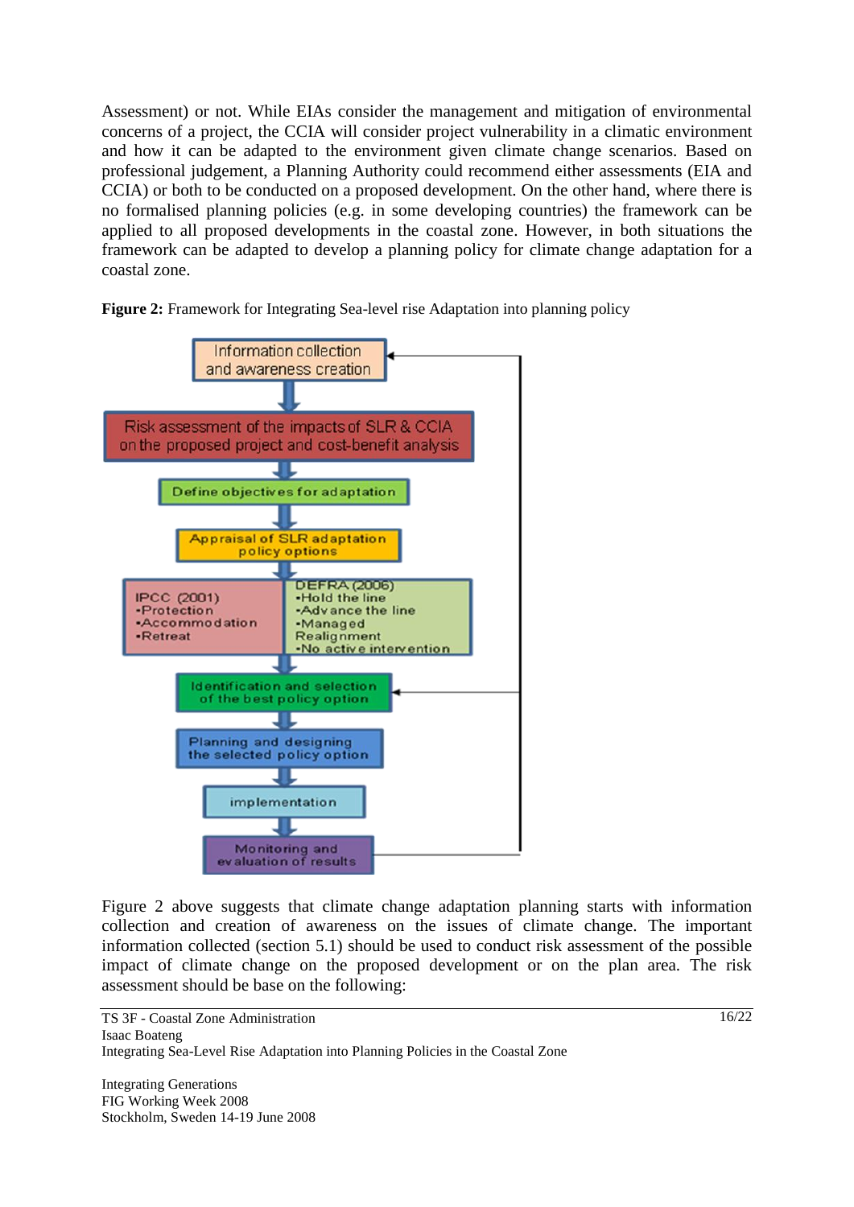Assessment) or not. While EIAs consider the management and mitigation of environmental concerns of a project, the CCIA will consider project vulnerability in a climatic environment and how it can be adapted to the environment given climate change scenarios. Based on professional judgement, a Planning Authority could recommend either assessments (EIA and CCIA) or both to be conducted on a proposed development. On the other hand, where there is no formalised planning policies (e.g. in some developing countries) the framework can be applied to all proposed developments in the coastal zone. However, in both situations the framework can be adapted to develop a planning policy for climate change adaptation for a coastal zone.

**Figure 2:** Framework for Integrating Sea-level rise Adaptation into planning policy

Information collection and awareness creation

Risk assessment of the impacts of SLR & CCIA on the proposed project and cost-benefit analysis

Define objectives for adaptation

Appraisal of SLR adaptation policy options

IPCC (2001)
•Protection
•Accommodation
•Retreat

DEFRA (2006)
•Hold the line
•Advance the line
•Managed Realignment
•No active intervention

Identification and selection of the best policy option

Planning and designing the selected policy option

implementation

Monitoring and evaluation of results

Figure 2 above suggests that climate change adaptation planning starts with information collection and creation of awareness on the issues of climate change. The important information collected (section 5.1) should be used to conduct risk assessment of the possible impact of climate change on the proposed development or on the plan area. The risk assessment should be base on the following: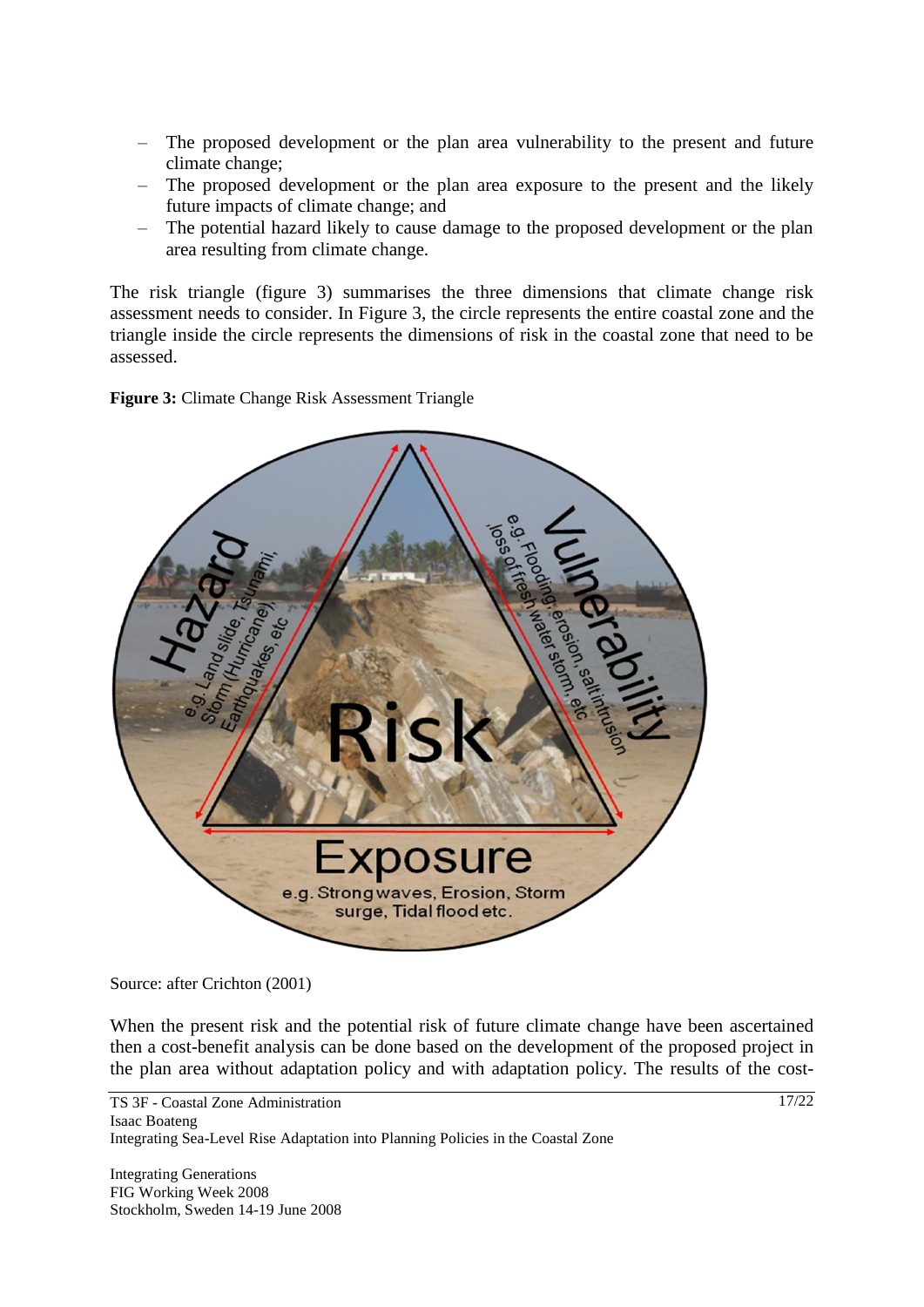- The proposed development or the plan area vulnerability to the present and future climate change;
- The proposed development or the plan area exposure to the present and the likely future impacts of climate change; and
- The potential hazard likely to cause damage to the proposed development or the plan area resulting from climate change.

The risk triangle (figure 3) summarises the three dimensions that climate change risk assessment needs to consider. In Figure 3, the circle represents the entire coastal zone and the triangle inside the circle represents the dimensions of risk in the coastal zone that need to be assessed.

**Figure 3:** Climate Change Risk Assessment Triangle

Hazard
e.g. Land slide, Tsunami, Storm (Hurricane), Earthquakes, etc

Vulnerability
e.g. Flooding, erosion, salt intrusion, loss of fresh water storm, etc

Risk

Exposure
e.g. Strong waves, Erosion, Storm surge, Tidal flood etc.

Source: after Crichton (2001)

When the present risk and the potential risk of future climate change have been ascertained then a cost-benefit analysis can be done based on the development of the proposed project in the plan area without adaptation policy and with adaptation policy. The results of the cost-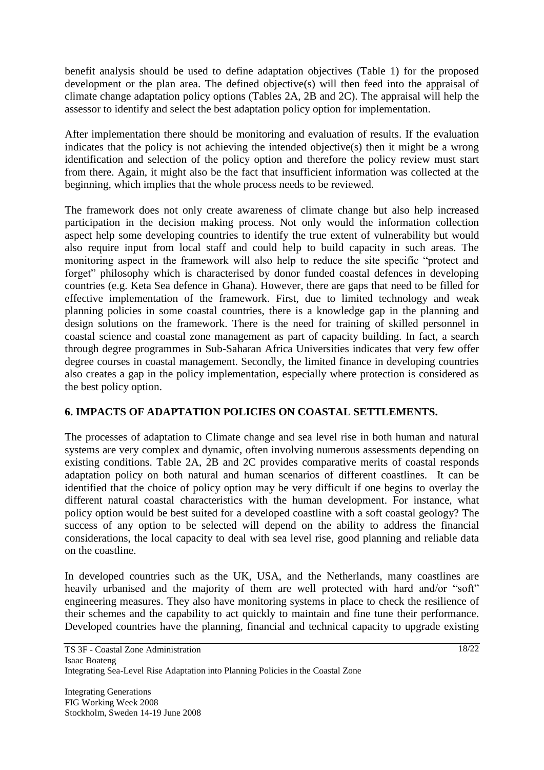benefit analysis should be used to define adaptation objectives (Table 1) for the proposed development or the plan area. The defined objective(s) will then feed into the appraisal of climate change adaptation policy options (Tables 2A, 2B and 2C). The appraisal will help the assessor to identify and select the best adaptation policy option for implementation.

After implementation there should be monitoring and evaluation of results. If the evaluation indicates that the policy is not achieving the intended objective(s) then it might be a wrong identification and selection of the policy option and therefore the policy review must start from there. Again, it might also be the fact that insufficient information was collected at the beginning, which implies that the whole process needs to be reviewed.

The framework does not only create awareness of climate change but also help increased participation in the decision making process. Not only would the information collection aspect help some developing countries to identify the true extent of vulnerability but would also require input from local staff and could help to build capacity in such areas. The monitoring aspect in the framework will also help to reduce the site specific "protect and forget" philosophy which is characterised by donor funded coastal defences in developing countries (e.g. Keta Sea defence in Ghana). However, there are gaps that need to be filled for effective implementation of the framework. First, due to limited technology and weak planning policies in some coastal countries, there is a knowledge gap in the planning and design solutions on the framework. There is the need for training of skilled personnel in coastal science and coastal zone management as part of capacity building. In fact, a search through degree programmes in Sub-Saharan Africa Universities indicates that very few offer degree courses in coastal management. Secondly, the limited finance in developing countries also creates a gap in the policy implementation, especially where protection is considered as the best policy option.

## 6. IMPACTS OF ADAPTATION POLICIES ON COASTAL SETTLEMENTS.

The processes of adaptation to Climate change and sea level rise in both human and natural systems are very complex and dynamic, often involving numerous assessments depending on existing conditions. Table 2A, 2B and 2C provides comparative merits of coastal responds adaptation policy on both natural and human scenarios of different coastlines. It can be identified that the choice of policy option may be very difficult if one begins to overlay the different natural coastal characteristics with the human development. For instance, what policy option would be best suited for a developed coastline with a soft coastal geology? The success of any option to be selected will depend on the ability to address the financial considerations, the local capacity to deal with sea level rise, good planning and reliable data on the coastline.

In developed countries such as the UK, USA, and the Netherlands, many coastlines are heavily urbanised and the majority of them are well protected with hard and/or "soft" engineering measures. They also have monitoring systems in place to check the resilience of their schemes and the capability to act quickly to maintain and fine tune their performance. Developed countries have the planning, financial and technical capacity to upgrade existing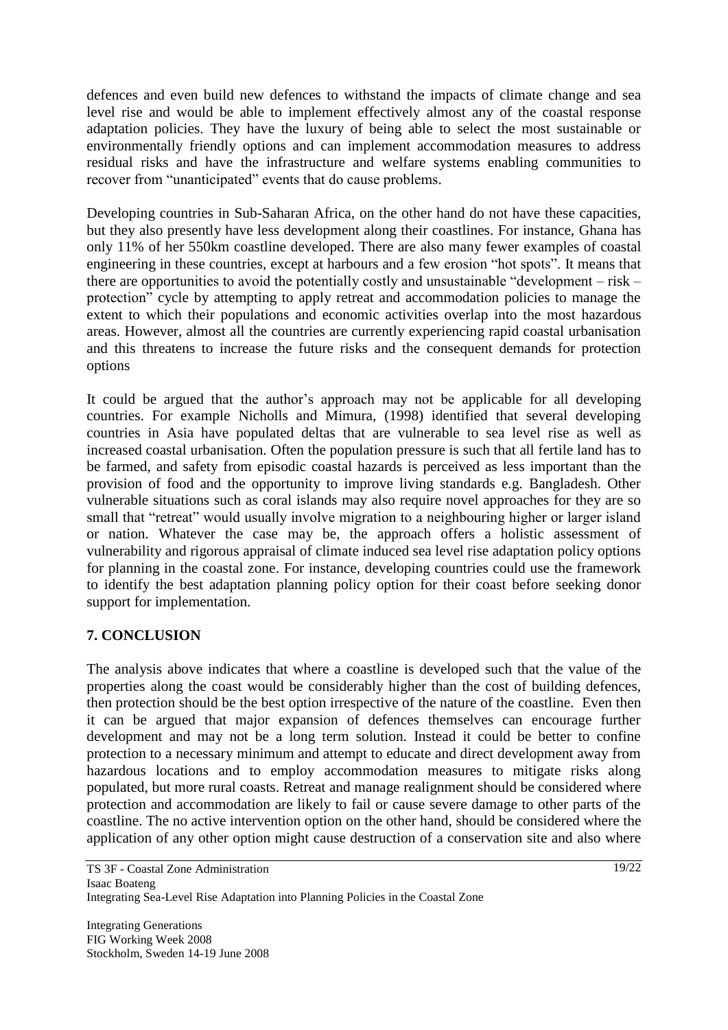defences and even build new defences to withstand the impacts of climate change and sea level rise and would be able to implement effectively almost any of the coastal response adaptation policies. They have the luxury of being able to select the most sustainable or environmentally friendly options and can implement accommodation measures to address residual risks and have the infrastructure and welfare systems enabling communities to recover from "unanticipated" events that do cause problems.

Developing countries in Sub-Saharan Africa, on the other hand do not have these capacities, but they also presently have less development along their coastlines. For instance, Ghana has only 11% of her 550km coastline developed. There are also many fewer examples of coastal engineering in these countries, except at harbours and a few erosion "hot spots". It means that there are opportunities to avoid the potentially costly and unsustainable "development – risk – protection" cycle by attempting to apply retreat and accommodation policies to manage the extent to which their populations and economic activities overlap into the most hazardous areas. However, almost all the countries are currently experiencing rapid coastal urbanisation and this threatens to increase the future risks and the consequent demands for protection options

It could be argued that the author's approach may not be applicable for all developing countries. For example Nicholls and Mimura, (1998) identified that several developing countries in Asia have populated deltas that are vulnerable to sea level rise as well as increased coastal urbanisation. Often the population pressure is such that all fertile land has to be farmed, and safety from episodic coastal hazards is perceived as less important than the provision of food and the opportunity to improve living standards e.g. Bangladesh. Other vulnerable situations such as coral islands may also require novel approaches for they are so small that "retreat" would usually involve migration to a neighbouring higher or larger island or nation. Whatever the case may be, the approach offers a holistic assessment of vulnerability and rigorous appraisal of climate induced sea level rise adaptation policy options for planning in the coastal zone. For instance, developing countries could use the framework to identify the best adaptation planning policy option for their coast before seeking donor support for implementation.

## 7. CONCLUSION

The analysis above indicates that where a coastline is developed such that the value of the properties along the coast would be considerably higher than the cost of building defences, then protection should be the best option irrespective of the nature of the coastline. Even then it can be argued that major expansion of defences themselves can encourage further development and may not be a long term solution. Instead it could be better to confine protection to a necessary minimum and attempt to educate and direct development away from hazardous locations and to employ accommodation measures to mitigate risks along populated, but more rural coasts. Retreat and manage realignment should be considered where protection and accommodation are likely to fail or cause severe damage to other parts of the coastline. The no active intervention option on the other hand, should be considered where the application of any other option might cause destruction of a conservation site and also where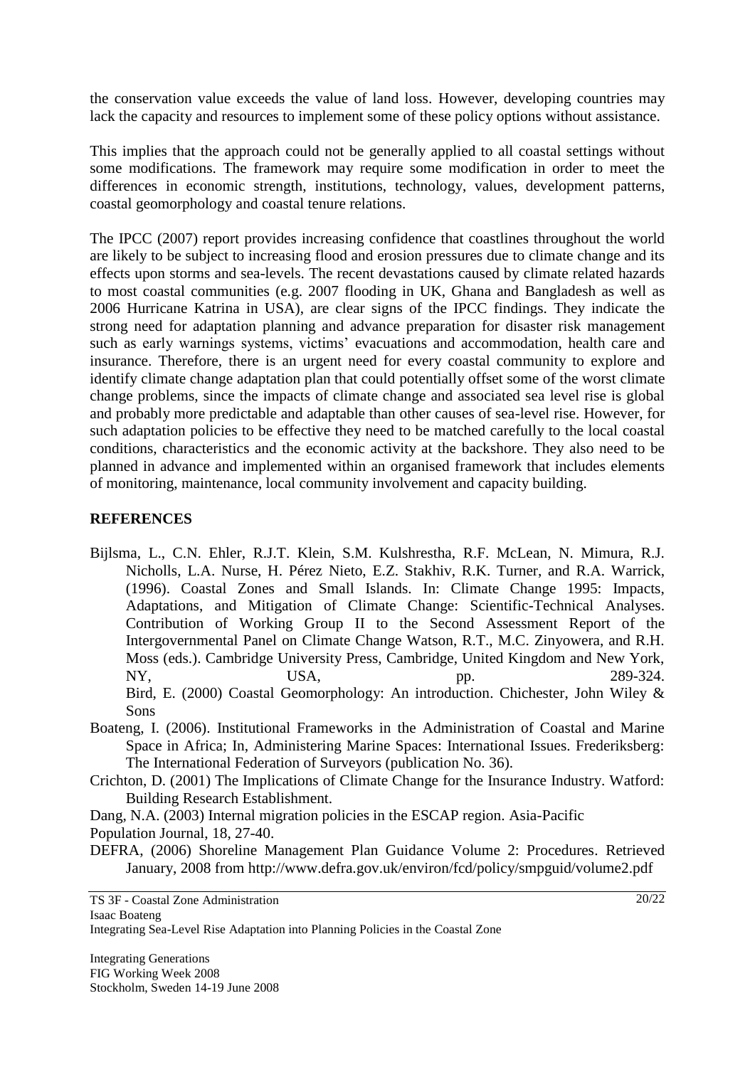the conservation value exceeds the value of land loss. However, developing countries may lack the capacity and resources to implement some of these policy options without assistance.

This implies that the approach could not be generally applied to all coastal settings without some modifications. The framework may require some modification in order to meet the differences in economic strength, institutions, technology, values, development patterns, coastal geomorphology and coastal tenure relations.

The IPCC (2007) report provides increasing confidence that coastlines throughout the world are likely to be subject to increasing flood and erosion pressures due to climate change and its effects upon storms and sea-levels. The recent devastations caused by climate related hazards to most coastal communities (e.g. 2007 flooding in UK, Ghana and Bangladesh as well as 2006 Hurricane Katrina in USA), are clear signs of the IPCC findings. They indicate the strong need for adaptation planning and advance preparation for disaster risk management such as early warnings systems, victims' evacuations and accommodation, health care and insurance. Therefore, there is an urgent need for every coastal community to explore and identify climate change adaptation plan that could potentially offset some of the worst climate change problems, since the impacts of climate change and associated sea level rise is global and probably more predictable and adaptable than other causes of sea-level rise. However, for such adaptation policies to be effective they need to be matched carefully to the local coastal conditions, characteristics and the economic activity at the backshore. They also need to be planned in advance and implemented within an organised framework that includes elements of monitoring, maintenance, local community involvement and capacity building.

## REFERENCES

Bijlsma, L., C.N. Ehler, R.J.T. Klein, S.M. Kulshrestha, R.F. McLean, N. Mimura, R.J. Nicholls, L.A. Nurse, H. Pérez Nieto, E.Z. Stakhiv, R.K. Turner, and R.A. Warrick, (1996). Coastal Zones and Small Islands. In: Climate Change 1995: Impacts, Adaptations, and Mitigation of Climate Change: Scientific-Technical Analyses. Contribution of Working Group II to the Second Assessment Report of the Intergovernmental Panel on Climate Change Watson, R.T., M.C. Zinyowera, and R.H. Moss (eds.). Cambridge University Press, Cambridge, United Kingdom and New York, NY, USA, pp. 289-324.

Bird, E. (2000) Coastal Geomorphology: An introduction. Chichester, John Wiley & Sons

Boateng, I. (2006). Institutional Frameworks in the Administration of Coastal and Marine Space in Africa; In, Administering Marine Spaces: International Issues. Frederiksberg: The International Federation of Surveyors (publication No. 36).

Crichton, D. (2001) The Implications of Climate Change for the Insurance Industry. Watford: Building Research Establishment.

Dang, N.A. (2003) Internal migration policies in the ESCAP region. Asia-Pacific Population Journal, 18, 27-40.

DEFRA, (2006) Shoreline Management Plan Guidance Volume 2: Procedures. Retrieved January, 2008 from http://www.defra.gov.uk/environ/fcd/policy/smpguid/volume2.pdf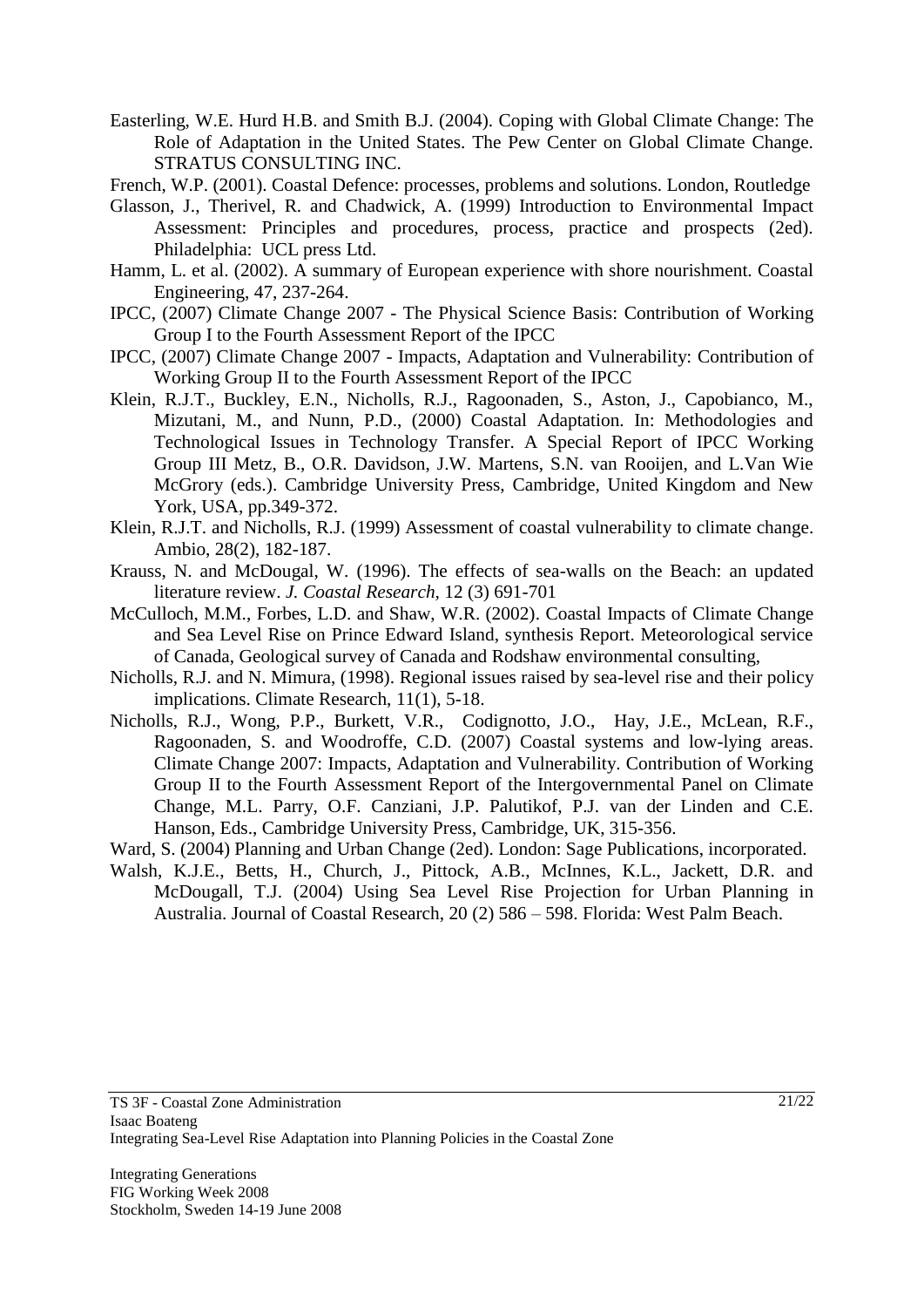Easterling, W.E. Hurd H.B. and Smith B.J. (2004). Coping with Global Climate Change: The Role of Adaptation in the United States. The Pew Center on Global Climate Change. STRATUS CONSULTING INC.

French, W.P. (2001). Coastal Defence: processes, problems and solutions. London, Routledge

Glasson, J., Therivel, R. and Chadwick, A. (1999) Introduction to Environmental Impact Assessment: Principles and procedures, process, practice and prospects (2ed). Philadelphia: UCL press Ltd.

Hamm, L. et al. (2002). A summary of European experience with shore nourishment. Coastal Engineering, 47, 237-264.

IPCC, (2007) Climate Change 2007 - The Physical Science Basis: Contribution of Working Group I to the Fourth Assessment Report of the IPCC

IPCC, (2007) Climate Change 2007 - Impacts, Adaptation and Vulnerability: Contribution of Working Group II to the Fourth Assessment Report of the IPCC

Klein, R.J.T., Buckley, E.N., Nicholls, R.J., Ragoonaden, S., Aston, J., Capobianco, M., Mizutani, M., and Nunn, P.D., (2000) Coastal Adaptation. In: Methodologies and Technological Issues in Technology Transfer. A Special Report of IPCC Working Group III Metz, B., O.R. Davidson, J.W. Martens, S.N. van Rooijen, and L.Van Wie McGrory (eds.). Cambridge University Press, Cambridge, United Kingdom and New York, USA, pp.349-372.

Klein, R.J.T. and Nicholls, R.J. (1999) Assessment of coastal vulnerability to climate change. Ambio, 28(2), 182-187.

Krauss, N. and McDougal, W. (1996). The effects of sea-walls on the Beach: an updated literature review. *J. Coastal Research*, 12 (3) 691-701

McCulloch, M.M., Forbes, L.D. and Shaw, W.R. (2002). Coastal Impacts of Climate Change and Sea Level Rise on Prince Edward Island, synthesis Report. Meteorological service of Canada, Geological survey of Canada and Rodshaw environmental consulting,

Nicholls, R.J. and N. Mimura, (1998). Regional issues raised by sea-level rise and their policy implications. Climate Research, 11(1), 5-18.

Nicholls, R.J., Wong, P.P., Burkett, V.R., Codignotto, J.O., Hay, J.E., McLean, R.F., Ragoonaden, S. and Woodroffe, C.D. (2007) Coastal systems and low-lying areas. Climate Change 2007: Impacts, Adaptation and Vulnerability. Contribution of Working Group II to the Fourth Assessment Report of the Intergovernmental Panel on Climate Change, M.L. Parry, O.F. Canziani, J.P. Palutikof, P.J. van der Linden and C.E. Hanson, Eds., Cambridge University Press, Cambridge, UK, 315-356.

Ward, S. (2004) Planning and Urban Change (2ed). London: Sage Publications, incorporated.

Walsh, K.J.E., Betts, H., Church, J., Pittock, A.B., McInnes, K.L., Jackett, D.R. and McDougall, T.J. (2004) Using Sea Level Rise Projection for Urban Planning in Australia. Journal of Coastal Research, 20 (2) 586 – 598. Florida: West Palm Beach.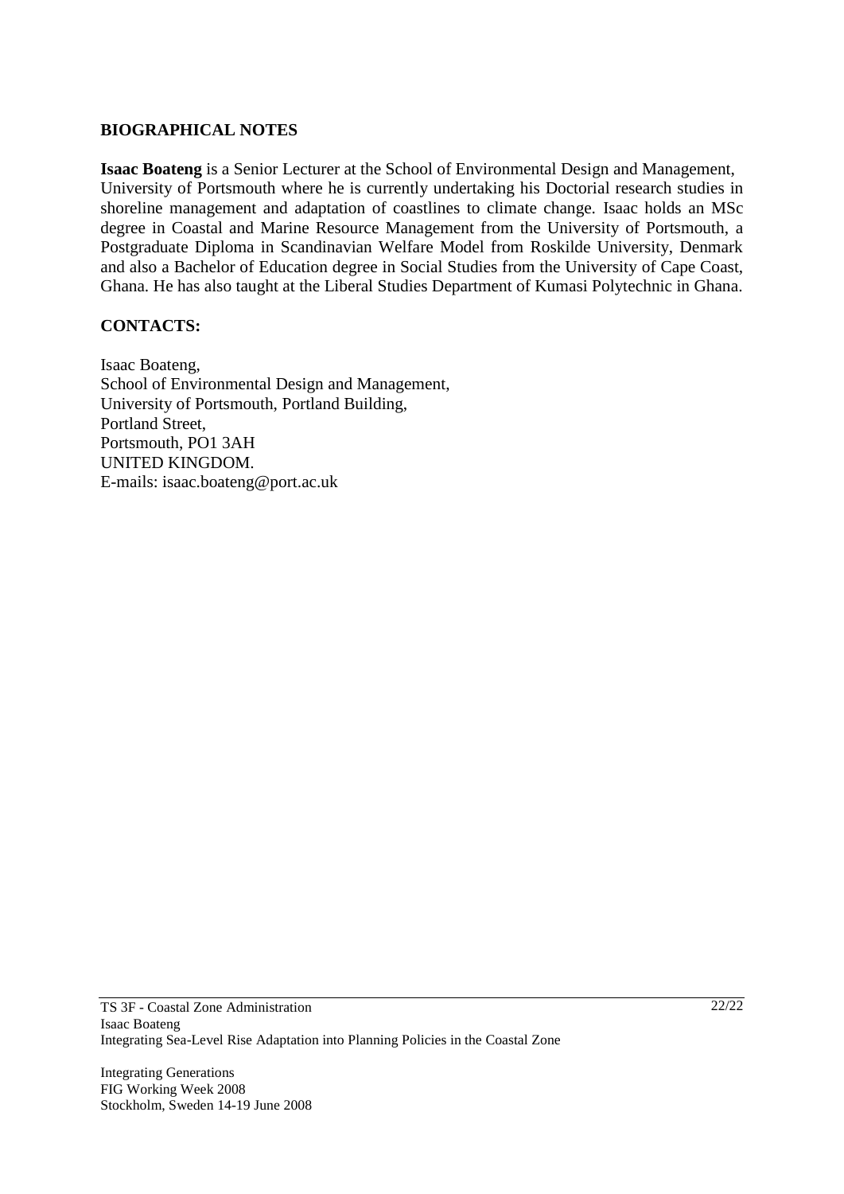## BIOGRAPHICAL NOTES

**Isaac Boateng** is a Senior Lecturer at the School of Environmental Design and Management, University of Portsmouth where he is currently undertaking his Doctorial research studies in shoreline management and adaptation of coastlines to climate change. Isaac holds an MSc degree in Coastal and Marine Resource Management from the University of Portsmouth, a Postgraduate Diploma in Scandinavian Welfare Model from Roskilde University, Denmark and also a Bachelor of Education degree in Social Studies from the University of Cape Coast, Ghana. He has also taught at the Liberal Studies Department of Kumasi Polytechnic in Ghana.

## CONTACTS:

Isaac Boateng,
School of Environmental Design and Management,
University of Portsmouth, Portland Building,
Portland Street,
Portsmouth, PO1 3AH
UNITED KINGDOM.
E-mails: isaac.boateng@port.ac.uk